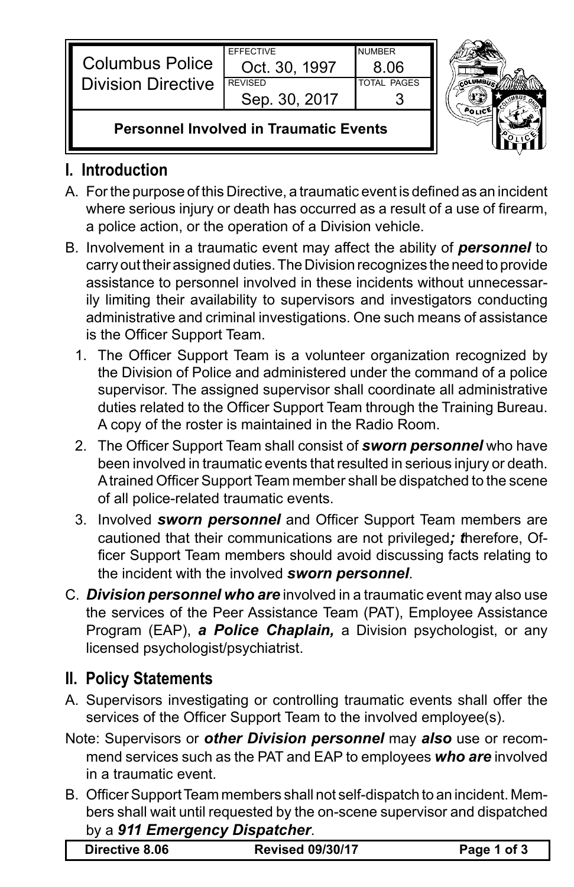| Columbus Police Division Directive | EFFECTIVE Oct. 30, 1997 | NUMBER 8.06 |
| --- | --- | --- |
| | REVISED Sep. 30, 2017 | TOTAL PAGES 3 |

**Personnel Involved in Traumatic Events**

## I. Introduction

A. For the purpose of this Directive, a traumatic event is defined as an incident where serious injury or death has occurred as a result of a use of firearm, a police action, or the operation of a Division vehicle.

B. Involvement in a traumatic event may affect the ability of ***personnel*** to carry out their assigned duties. The Division recognizes the need to provide assistance to personnel involved in these incidents without unnecessarily limiting their availability to supervisors and investigators conducting administrative and criminal investigations. One such means of assistance is the Officer Support Team.

1. The Officer Support Team is a volunteer organization recognized by the Division of Police and administered under the command of a police supervisor. The assigned supervisor shall coordinate all administrative duties related to the Officer Support Team through the Training Bureau. A copy of the roster is maintained in the Radio Room.
2. The Officer Support Team shall consist of ***sworn personnel*** who have been involved in traumatic events that resulted in serious injury or death. A trained Officer Support Team member shall be dispatched to the scene of all police-related traumatic events.
3. Involved ***sworn personnel*** and Officer Support Team members are cautioned that their communications are not privileged***; t***herefore, Officer Support Team members should avoid discussing facts relating to the incident with the involved ***sworn personnel***.

C. ***Division personnel who are*** involved in a traumatic event may also use the services of the Peer Assistance Team (PAT), Employee Assistance Program (EAP), ***a Police Chaplain,*** a Division psychologist, or any licensed psychologist/psychiatrist.

## II. Policy Statements

A. Supervisors investigating or controlling traumatic events shall offer the services of the Officer Support Team to the involved employee(s).

Note: Supervisors or ***other Division personnel*** may ***also*** use or recommend services such as the PAT and EAP to employees ***who are*** involved in a traumatic event.

B. Officer Support Team members shall not self-dispatch to an incident. Members shall wait until requested by the on-scene supervisor and dispatched by a ***911 Emergency Dispatcher***.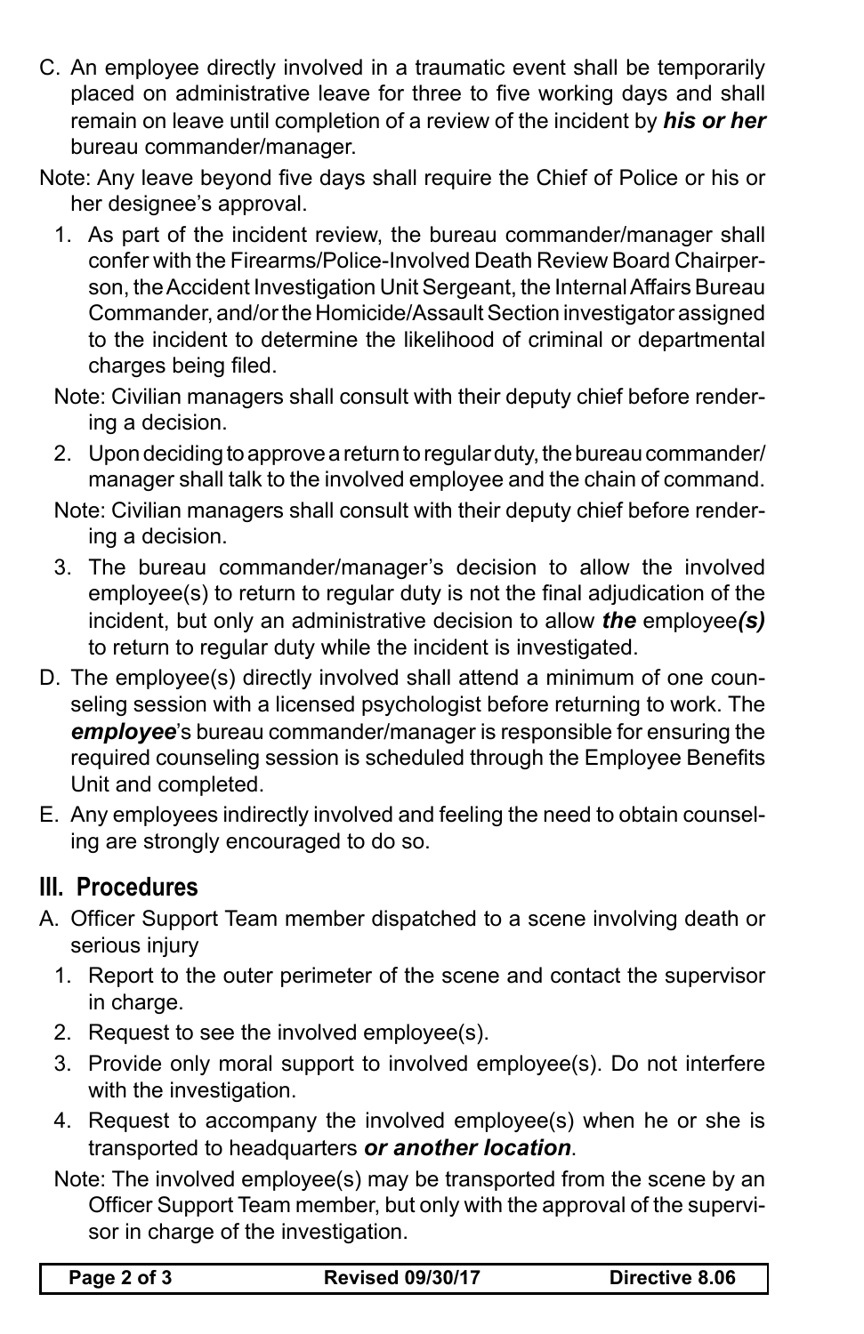C. An employee directly involved in a traumatic event shall be temporarily placed on administrative leave for three to five working days and shall remain on leave until completion of a review of the incident by ***his or her*** bureau commander/manager.

Note: Any leave beyond five days shall require the Chief of Police or his or her designee's approval.

1. As part of the incident review, the bureau commander/manager shall confer with the Firearms/Police-Involved Death Review Board Chairperson, the Accident Investigation Unit Sergeant, the Internal Affairs Bureau Commander, and/or the Homicide/Assault Section investigator assigned to the incident to determine the likelihood of criminal or departmental charges being filed.

   Note: Civilian managers shall consult with their deputy chief before rendering a decision.

2. Upon deciding to approve a return to regular duty, the bureau commander/manager shall talk to the involved employee and the chain of command.

   Note: Civilian managers shall consult with their deputy chief before rendering a decision.

3. The bureau commander/manager's decision to allow the involved employee(s) to return to regular duty is not the final adjudication of the incident, but only an administrative decision to allow ***the*** employee***(s)*** to return to regular duty while the incident is investigated.

D. The employee(s) directly involved shall attend a minimum of one counseling session with a licensed psychologist before returning to work. The ***employee***'s bureau commander/manager is responsible for ensuring the required counseling session is scheduled through the Employee Benefits Unit and completed.

E. Any employees indirectly involved and feeling the need to obtain counseling are strongly encouraged to do so.

## III. Procedures

A. Officer Support Team member dispatched to a scene involving death or serious injury

1. Report to the outer perimeter of the scene and contact the supervisor in charge.
2. Request to see the involved employee(s).
3. Provide only moral support to involved employee(s). Do not interfere with the investigation.
4. Request to accompany the involved employee(s) when he or she is transported to headquarters ***or another location***.

   Note: The involved employee(s) may be transported from the scene by an Officer Support Team member, but only with the approval of the supervisor in charge of the investigation.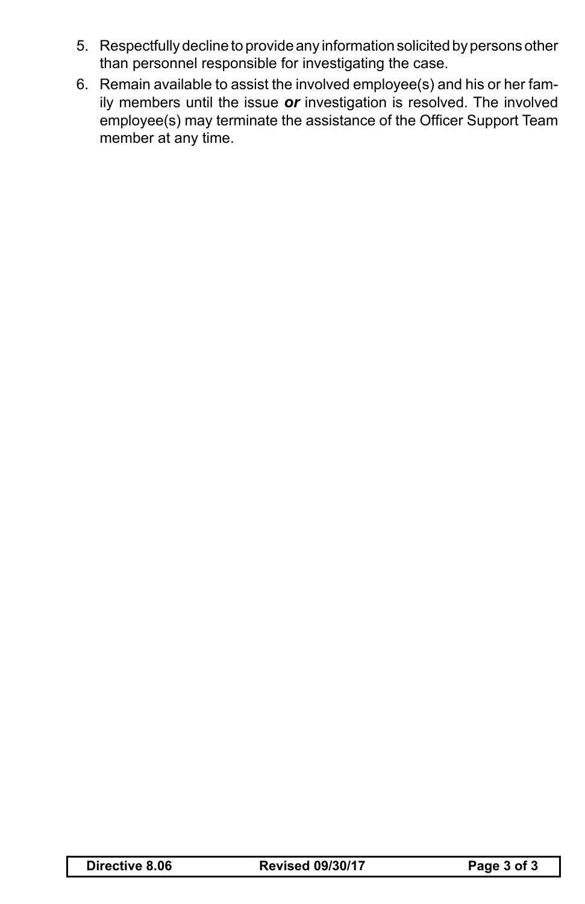5. Respectfully decline to provide any information solicited by persons other than personnel responsible for investigating the case.
6. Remain available to assist the involved employee(s) and his or her family members until the issue ***or*** investigation is resolved. The involved employee(s) may terminate the assistance of the Officer Support Team member at any time.